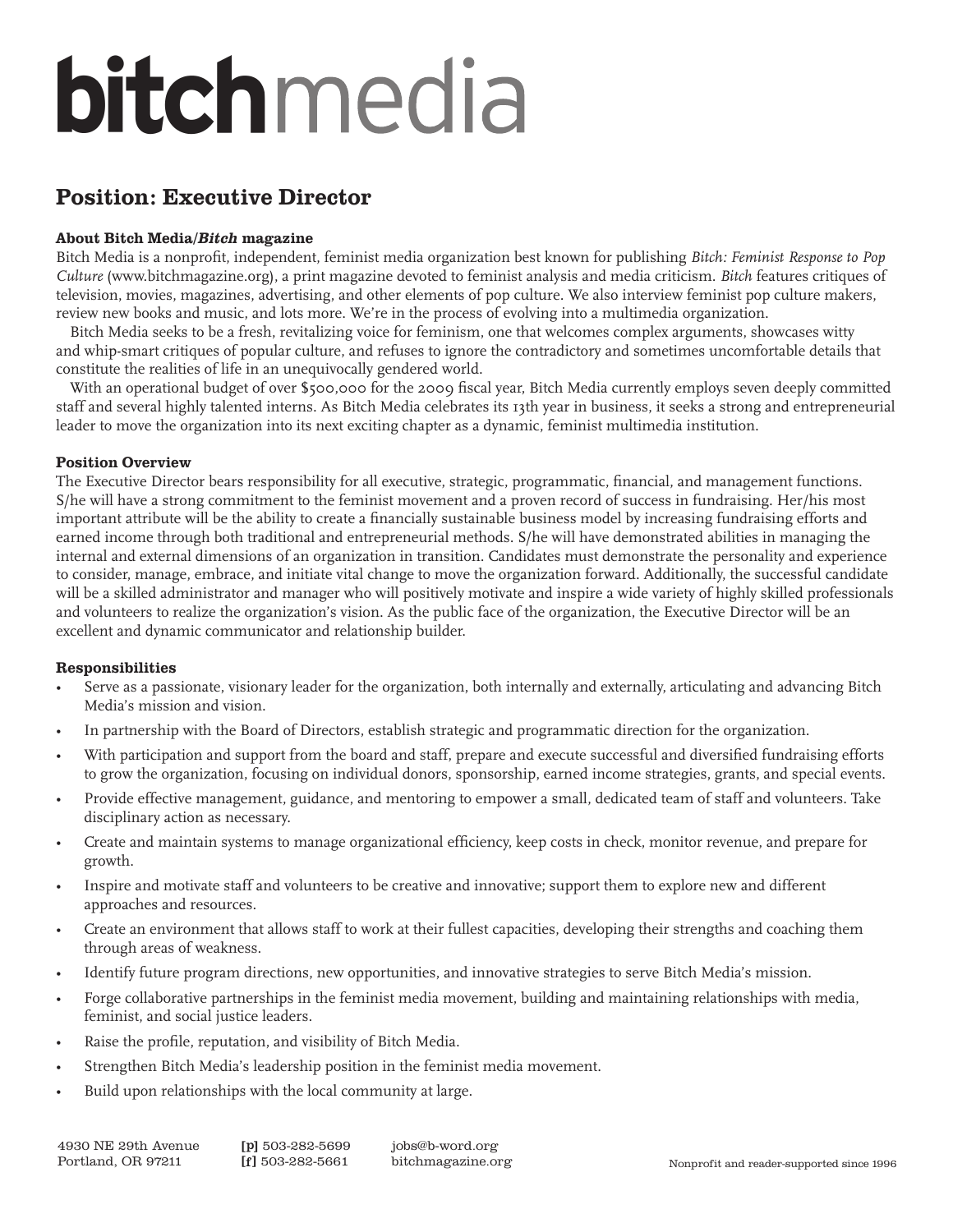# bitchmedia

## Position: Executive Director

### About Bitch Media/*Bitch* magazine

Bitch Media is a nonprofit, independent, feminist media organization best known for publishing *Bitch: Feminist Response to Pop Culture* (www.bitchmagazine.org), a print magazine devoted to feminist analysis and media criticism. *Bitch* features critiques of television, movies, magazines, advertising, and other elements of pop culture. We also interview feminist pop culture makers, review new books and music, and lots more. We're in the process of evolving into a multimedia organization.

Bitch Media seeks to be a fresh, revitalizing voice for feminism, one that welcomes complex arguments, showcases witty and whip-smart critiques of popular culture, and refuses to ignore the contradictory and sometimes uncomfortable details that constitute the realities of life in an unequivocally gendered world.

With an operational budget of over $500,000 for the 2009 fiscal year, Bitch Media currently employs seven deeply committed staff and several highly talented interns. As Bitch Media celebrates its 13th year in business, it seeks a strong and entrepreneurial leader to move the organization into its next exciting chapter as a dynamic, feminist multimedia institution.

### Position Overview

The Executive Director bears responsibility for all executive, strategic, programmatic, financial, and management functions. S/he will have a strong commitment to the feminist movement and a proven record of success in fundraising. Her/his most important attribute will be the ability to create a financially sustainable business model by increasing fundraising efforts and earned income through both traditional and entrepreneurial methods. S/he will have demonstrated abilities in managing the internal and external dimensions of an organization in transition. Candidates must demonstrate the personality and experience to consider, manage, embrace, and initiate vital change to move the organization forward. Additionally, the successful candidate will be a skilled administrator and manager who will positively motivate and inspire a wide variety of highly skilled professionals and volunteers to realize the organization's vision. As the public face of the organization, the Executive Director will be an excellent and dynamic communicator and relationship builder.

### Responsibilities

- Serve as a passionate, visionary leader for the organization, both internally and externally, articulating and advancing Bitch Media's mission and vision.
- In partnership with the Board of Directors, establish strategic and programmatic direction for the organization.
- With participation and support from the board and staff, prepare and execute successful and diversified fundraising efforts to grow the organization, focusing on individual donors, sponsorship, earned income strategies, grants, and special events.
- Provide effective management, guidance, and mentoring to empower a small, dedicated team of staff and volunteers. Take disciplinary action as necessary.
- Create and maintain systems to manage organizational efficiency, keep costs in check, monitor revenue, and prepare for growth.
- Inspire and motivate staff and volunteers to be creative and innovative; support them to explore new and different approaches and resources.
- Create an environment that allows staff to work at their fullest capacities, developing their strengths and coaching them through areas of weakness.
- Identify future program directions, new opportunities, and innovative strategies to serve Bitch Media's mission.
- Forge collaborative partnerships in the feminist media movement, building and maintaining relationships with media, feminist, and social justice leaders.
- Raise the profile, reputation, and visibility of Bitch Media.
- Strengthen Bitch Media's leadership position in the feminist media movement.
- Build upon relationships with the local community at large.

4930 NE 29th Avenue
Portland, OR 97211

**[p]** 503-282-5699
**[f]** 503-282-5661

jobs@b-word.org
bitchmagazine.org

Nonprofit and reader-supported since 1996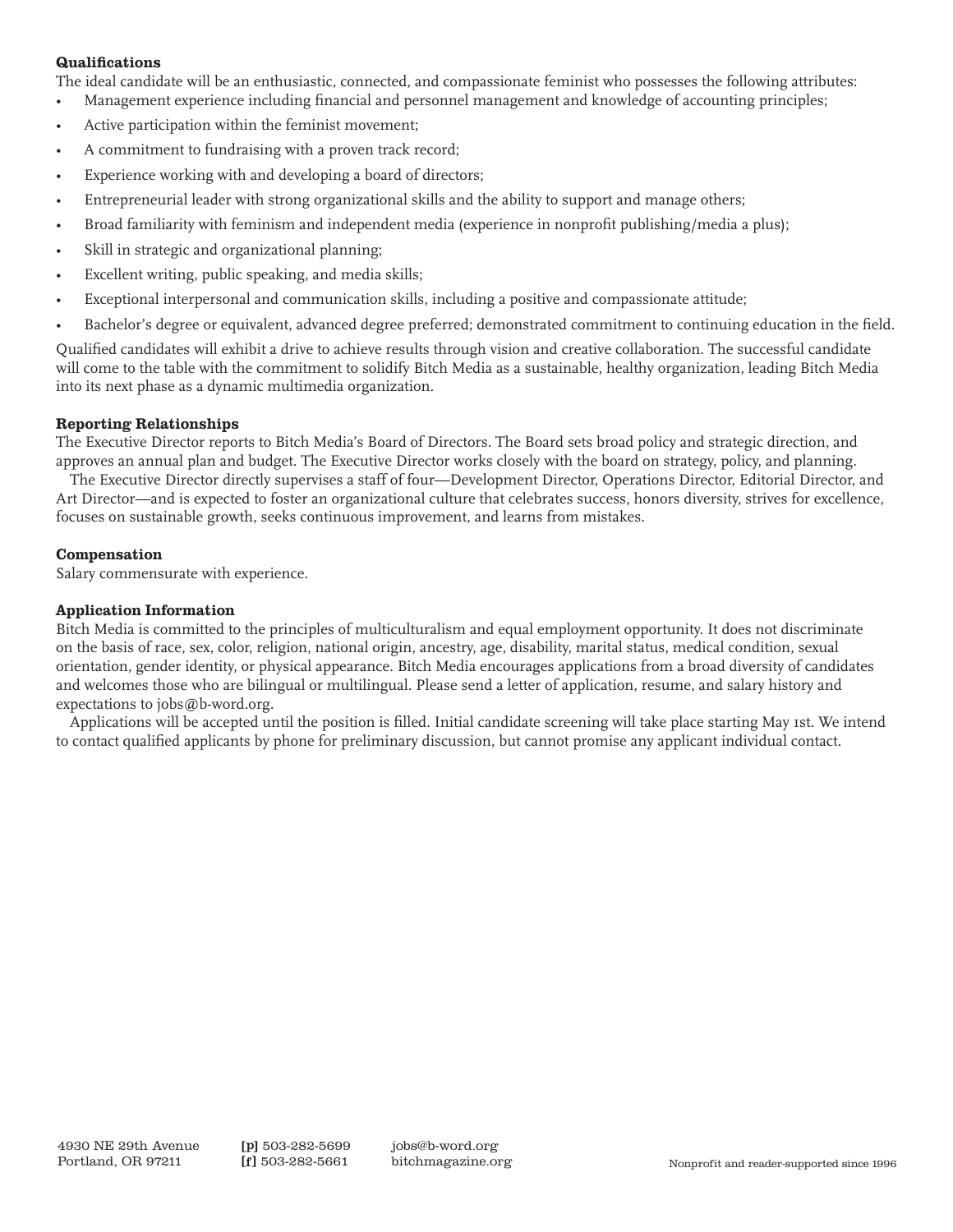### Qualifications

The ideal candidate will be an enthusiastic, connected, and compassionate feminist who possesses the following attributes:

- Management experience including financial and personnel management and knowledge of accounting principles;
- Active participation within the feminist movement;
- A commitment to fundraising with a proven track record;
- Experience working with and developing a board of directors;
- Entrepreneurial leader with strong organizational skills and the ability to support and manage others;
- Broad familiarity with feminism and independent media (experience in nonprofit publishing/media a plus);
- Skill in strategic and organizational planning;
- Excellent writing, public speaking, and media skills;
- Exceptional interpersonal and communication skills, including a positive and compassionate attitude;
- Bachelor's degree or equivalent, advanced degree preferred; demonstrated commitment to continuing education in the field.

Qualified candidates will exhibit a drive to achieve results through vision and creative collaboration. The successful candidate will come to the table with the commitment to solidify Bitch Media as a sustainable, healthy organization, leading Bitch Media into its next phase as a dynamic multimedia organization.

### Reporting Relationships

The Executive Director reports to Bitch Media's Board of Directors. The Board sets broad policy and strategic direction, and approves an annual plan and budget. The Executive Director works closely with the board on strategy, policy, and planning.

The Executive Director directly supervises a staff of four—Development Director, Operations Director, Editorial Director, and Art Director—and is expected to foster an organizational culture that celebrates success, honors diversity, strives for excellence, focuses on sustainable growth, seeks continuous improvement, and learns from mistakes.

### Compensation

Salary commensurate with experience.

### Application Information

Bitch Media is committed to the principles of multiculturalism and equal employment opportunity. It does not discriminate on the basis of race, sex, color, religion, national origin, ancestry, age, disability, marital status, medical condition, sexual orientation, gender identity, or physical appearance. Bitch Media encourages applications from a broad diversity of candidates and welcomes those who are bilingual or multilingual. Please send a letter of application, resume, and salary history and expectations to jobs@b-word.org.

Applications will be accepted until the position is filled. Initial candidate screening will take place starting May 1st. We intend to contact qualified applicants by phone for preliminary discussion, but cannot promise any applicant individual contact.

4930 NE 29th Avenue
Portland, OR 97211

**[p]** 503-282-5699
**[f]** 503-282-5661

jobs@b-word.org
bitchmagazine.org

Nonprofit and reader-supported since 1996